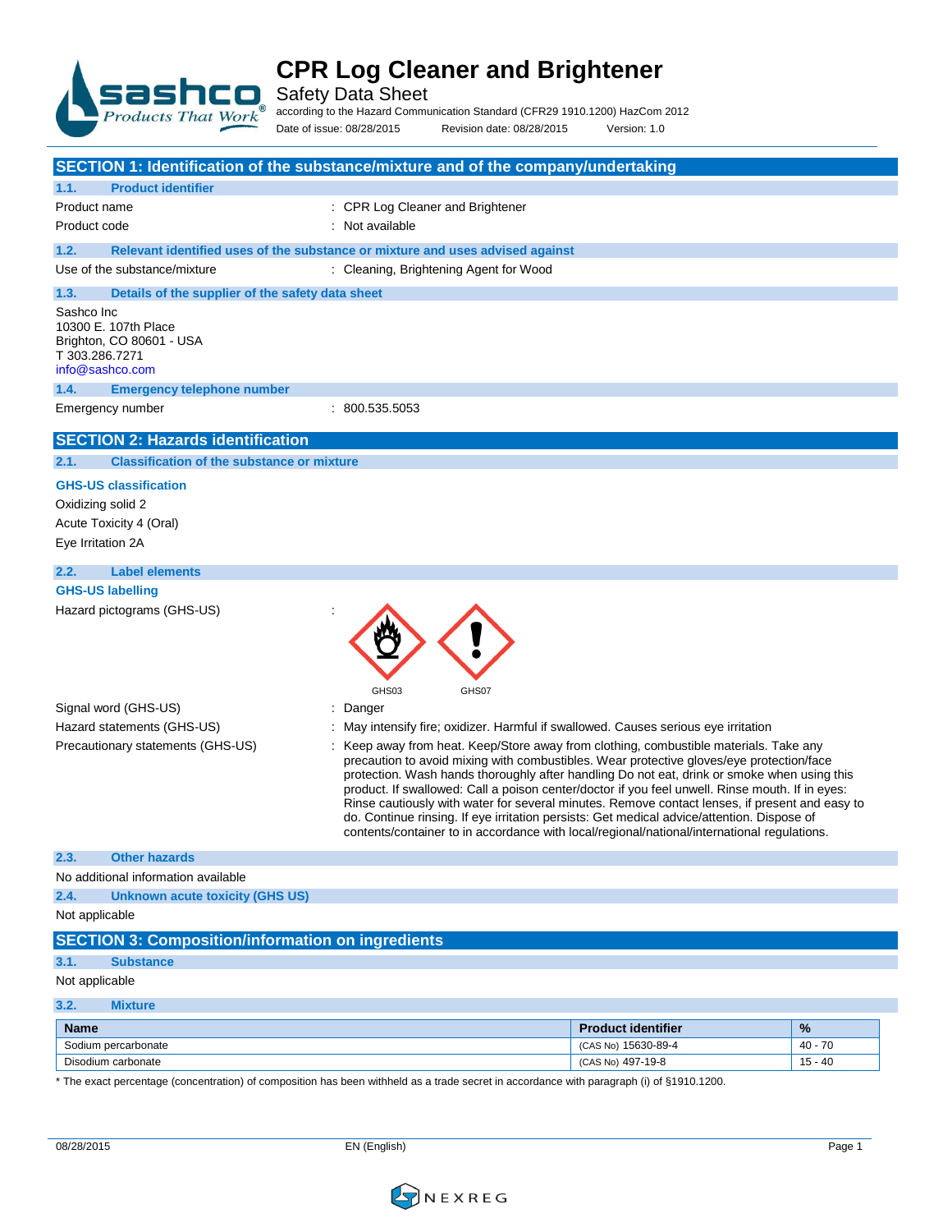# CPR Log Cleaner and Brightener

Safety Data Sheet

according to the Hazard Communication Standard (CFR29 1910.1200) HazCom 2012

Date of issue: 08/28/2015 Revision date: 08/28/2015 Version: 1.0

## SECTION 1: Identification of the substance/mixture and of the company/undertaking

### 1.1. Product identifier

Product name : CPR Log Cleaner and Brightener

Product code : Not available

### 1.2. Relevant identified uses of the substance or mixture and uses advised against

Use of the substance/mixture : Cleaning, Brightening Agent for Wood

### 1.3. Details of the supplier of the safety data sheet

Sashco Inc
10300 E. 107th Place
Brighton, CO 80601 - USA
T 303.286.7271
info@sashco.com

### 1.4. Emergency telephone number

Emergency number : 800.535.5053

## SECTION 2: Hazards identification

### 2.1. Classification of the substance or mixture

**GHS-US classification**

Oxidizing solid 2

Acute Toxicity 4 (Oral)

Eye Irritation 2A

### 2.2. Label elements

**GHS-US labelling**

Hazard pictograms (GHS-US) : GHS03 GHS07

Signal word (GHS-US) : Danger

Hazard statements (GHS-US) : May intensify fire; oxidizer. Harmful if swallowed. Causes serious eye irritation

Precautionary statements (GHS-US) : Keep away from heat. Keep/Store away from clothing, combustible materials. Take any precaution to avoid mixing with combustibles. Wear protective gloves/eye protection/face protection. Wash hands thoroughly after handling Do not eat, drink or smoke when using this product. If swallowed: Call a poison center/doctor if you feel unwell. Rinse mouth. If in eyes: Rinse cautiously with water for several minutes. Remove contact lenses, if present and easy to do. Continue rinsing. If eye irritation persists: Get medical advice/attention. Dispose of contents/container to in accordance with local/regional/national/international regulations.

### 2.3. Other hazards

No additional information available

### 2.4. Unknown acute toxicity (GHS US)

Not applicable

## SECTION 3: Composition/information on ingredients

### 3.1. Substance

Not applicable

### 3.2. Mixture

| Name | Product identifier | % |
|---|---|---|
| Sodium percarbonate | (CAS No) 15630-89-4 | 40 - 70 |
| Disodium carbonate | (CAS No) 497-19-8 | 15 - 40 |

\* The exact percentage (concentration) of composition has been withheld as a trade secret in accordance with paragraph (i) of §1910.1200.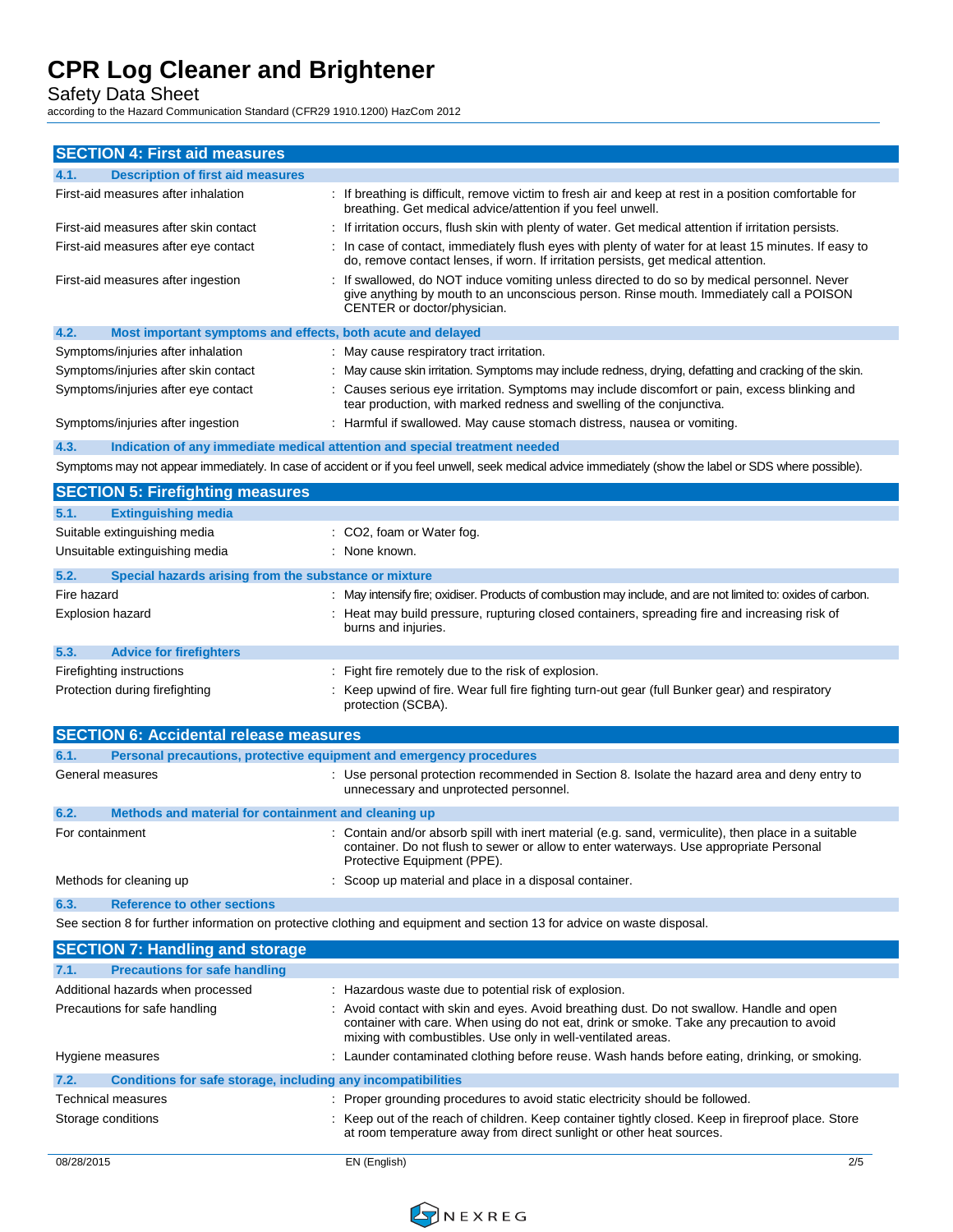# CPR Log Cleaner and Brightener

Safety Data Sheet

according to the Hazard Communication Standard (CFR29 1910.1200) HazCom 2012

## SECTION 4: First aid measures

### 4.1. Description of first aid measures

| | |
|---|---|
| First-aid measures after inhalation | : If breathing is difficult, remove victim to fresh air and keep at rest in a position comfortable for breathing. Get medical advice/attention if you feel unwell. |
| First-aid measures after skin contact | : If irritation occurs, flush skin with plenty of water. Get medical attention if irritation persists. |
| First-aid measures after eye contact | : In case of contact, immediately flush eyes with plenty of water for at least 15 minutes. If easy to do, remove contact lenses, if worn. If irritation persists, get medical attention. |
| First-aid measures after ingestion | : If swallowed, do NOT induce vomiting unless directed to do so by medical personnel. Never give anything by mouth to an unconscious person. Rinse mouth. Immediately call a POISON CENTER or doctor/physician. |

### 4.2. Most important symptoms and effects, both acute and delayed

| | |
|---|---|
| Symptoms/injuries after inhalation | : May cause respiratory tract irritation. |
| Symptoms/injuries after skin contact | : May cause skin irritation. Symptoms may include redness, drying, defatting and cracking of the skin. |
| Symptoms/injuries after eye contact | : Causes serious eye irritation. Symptoms may include discomfort or pain, excess blinking and tear production, with marked redness and swelling of the conjunctiva. |
| Symptoms/injuries after ingestion | : Harmful if swallowed. May cause stomach distress, nausea or vomiting. |

### 4.3. Indication of any immediate medical attention and special treatment needed

Symptoms may not appear immediately. In case of accident or if you feel unwell, seek medical advice immediately (show the label or SDS where possible).

## SECTION 5: Firefighting measures

### 5.1. Extinguishing media

| | |
|---|---|
| Suitable extinguishing media | : CO2, foam or Water fog. |
| Unsuitable extinguishing media | : None known. |

### 5.2. Special hazards arising from the substance or mixture

| | |
|---|---|
| Fire hazard | : May intensify fire; oxidiser. Products of combustion may include, and are not limited to: oxides of carbon. |
| Explosion hazard | : Heat may build pressure, rupturing closed containers, spreading fire and increasing risk of burns and injuries. |

### 5.3. Advice for firefighters

| | |
|---|---|
| Firefighting instructions | : Fight fire remotely due to the risk of explosion. |
| Protection during firefighting | : Keep upwind of fire. Wear full fire fighting turn-out gear (full Bunker gear) and respiratory protection (SCBA). |

## SECTION 6: Accidental release measures

### 6.1. Personal precautions, protective equipment and emergency procedures

| | |
|---|---|
| General measures | : Use personal protection recommended in Section 8. Isolate the hazard area and deny entry to unnecessary and unprotected personnel. |

### 6.2. Methods and material for containment and cleaning up

| | |
|---|---|
| For containment | : Contain and/or absorb spill with inert material (e.g. sand, vermiculite), then place in a suitable container. Do not flush to sewer or allow to enter waterways. Use appropriate Personal Protective Equipment (PPE). |
| Methods for cleaning up | : Scoop up material and place in a disposal container. |

### 6.3. Reference to other sections

See section 8 for further information on protective clothing and equipment and section 13 for advice on waste disposal.

## SECTION 7: Handling and storage

### 7.1. Precautions for safe handling

| | |
|---|---|
| Additional hazards when processed | : Hazardous waste due to potential risk of explosion. |
| Precautions for safe handling | : Avoid contact with skin and eyes. Avoid breathing dust. Do not swallow. Handle and open container with care. When using do not eat, drink or smoke. Take any precaution to avoid mixing with combustibles. Use only in well-ventilated areas. |
| Hygiene measures | : Launder contaminated clothing before reuse. Wash hands before eating, drinking, or smoking. |

### 7.2. Conditions for safe storage, including any incompatibilities

| | |
|---|---|
| Technical measures | : Proper grounding procedures to avoid static electricity should be followed. |
| Storage conditions | : Keep out of the reach of children. Keep container tightly closed. Keep in fireproof place. Store at room temperature away from direct sunlight or other heat sources. |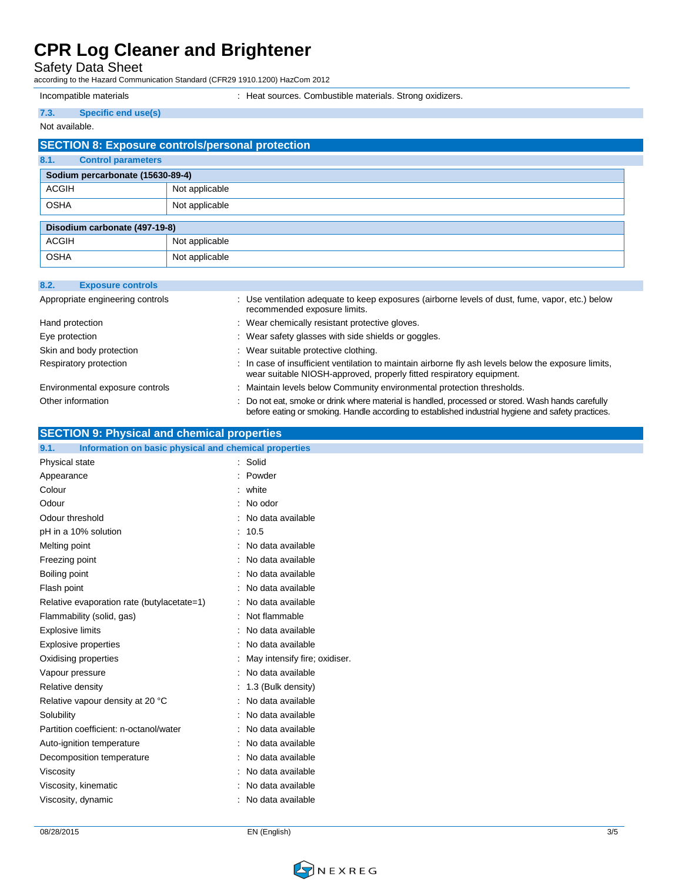| | |
|---|---|
| Incompatible materials | : Heat sources. Combustible materials. Strong oxidizers. |

### 7.3. Specific end use(s)

Not available.

## SECTION 8: Exposure controls/personal protection

### 8.1. Control parameters

| Sodium percarbonate (15630-89-4) | |
|---|---|
| ACGIH | Not applicable |
| OSHA | Not applicable |

| Disodium carbonate (497-19-8) | |
|---|---|
| ACGIH | Not applicable |
| OSHA | Not applicable |

### 8.2. Exposure controls

| | |
|---|---|
| Appropriate engineering controls | : Use ventilation adequate to keep exposures (airborne levels of dust, fume, vapor, etc.) below recommended exposure limits. |
| Hand protection | : Wear chemically resistant protective gloves. |
| Eye protection | : Wear safety glasses with side shields or goggles. |
| Skin and body protection | : Wear suitable protective clothing. |
| Respiratory protection | : In case of insufficient ventilation to maintain airborne fly ash levels below the exposure limits, wear suitable NIOSH-approved, properly fitted respiratory equipment. |
| Environmental exposure controls | : Maintain levels below Community environmental protection thresholds. |
| Other information | : Do not eat, smoke or drink where material is handled, processed or stored. Wash hands carefully before eating or smoking. Handle according to established industrial hygiene and safety practices. |

## SECTION 9: Physical and chemical properties

### 9.1. Information on basic physical and chemical properties

| | |
|---|---|
| Physical state | : Solid |
| Appearance | : Powder |
| Colour | : white |
| Odour | : No odor |
| Odour threshold | : No data available |
| pH in a 10% solution | : 10.5 |
| Melting point | : No data available |
| Freezing point | : No data available |
| Boiling point | : No data available |
| Flash point | : No data available |
| Relative evaporation rate (butylacetate=1) | : No data available |
| Flammability (solid, gas) | : Not flammable |
| Explosive limits | : No data available |
| Explosive properties | : No data available |
| Oxidising properties | : May intensify fire; oxidiser. |
| Vapour pressure | : No data available |
| Relative density | : 1.3 (Bulk density) |
| Relative vapour density at 20 °C | : No data available |
| Solubility | : No data available |
| Partition coefficient: n-octanol/water | : No data available |
| Auto-ignition temperature | : No data available |
| Decomposition temperature | : No data available |
| Viscosity | : No data available |
| Viscosity, kinematic | : No data available |
| Viscosity, dynamic | : No data available |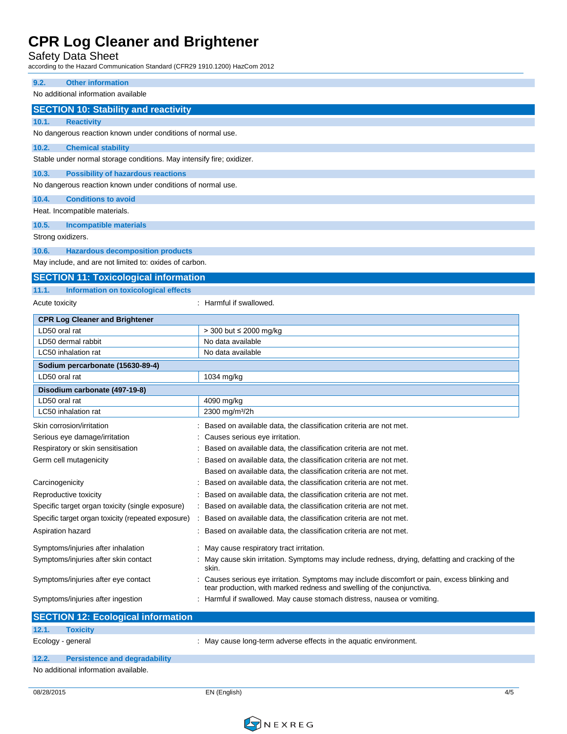### 9.2. Other information

No additional information available

## SECTION 10: Stability and reactivity

### 10.1. Reactivity

No dangerous reaction known under conditions of normal use.

### 10.2. Chemical stability

Stable under normal storage conditions. May intensify fire; oxidizer.

### 10.3. Possibility of hazardous reactions

No dangerous reaction known under conditions of normal use.

### 10.4. Conditions to avoid

Heat. Incompatible materials.

### 10.5. Incompatible materials

Strong oxidizers.

### 10.6. Hazardous decomposition products

May include, and are not limited to: oxides of carbon.

## SECTION 11: Toxicological information

### 11.1. Information on toxicological effects

Acute toxicity : Harmful if swallowed.

| CPR Log Cleaner and Brightener | |
|---|---|
| LD50 oral rat | > 300 but ≤ 2000 mg/kg |
| LD50 dermal rabbit | No data available |
| LC50 inhalation rat | No data available |
| **Sodium percarbonate (15630-89-4)** | |
| LD50 oral rat | 1034 mg/kg |
| **Disodium carbonate (497-19-8)** | |
| LD50 oral rat | 4090 mg/kg |
| LC50 inhalation rat | 2300 mg/m³/2h |

Skin corrosion/irritation : Based on available data, the classification criteria are not met.

Serious eye damage/irritation : Causes serious eye irritation.

Respiratory or skin sensitisation : Based on available data, the classification criteria are not met.

Germ cell mutagenicity : Based on available data, the classification criteria are not met.

Based on available data, the classification criteria are not met.

Carcinogenicity : Based on available data, the classification criteria are not met.

Reproductive toxicity : Based on available data, the classification criteria are not met.

Specific target organ toxicity (single exposure) : Based on available data, the classification criteria are not met.

Specific target organ toxicity (repeated exposure) : Based on available data, the classification criteria are not met.

Aspiration hazard : Based on available data, the classification criteria are not met.

Symptoms/injuries after inhalation : May cause respiratory tract irritation.

Symptoms/injuries after skin contact : May cause skin irritation. Symptoms may include redness, drying, defatting and cracking of the skin.

Symptoms/injuries after eye contact : Causes serious eye irritation. Symptoms may include discomfort or pain, excess blinking and tear production, with marked redness and swelling of the conjunctiva.

Symptoms/injuries after ingestion : Harmful if swallowed. May cause stomach distress, nausea or vomiting.

## SECTION 12: Ecological information

### 12.1. Toxicity

Ecology - general : May cause long-term adverse effects in the aquatic environment.

### 12.2. Persistence and degradability

No additional information available.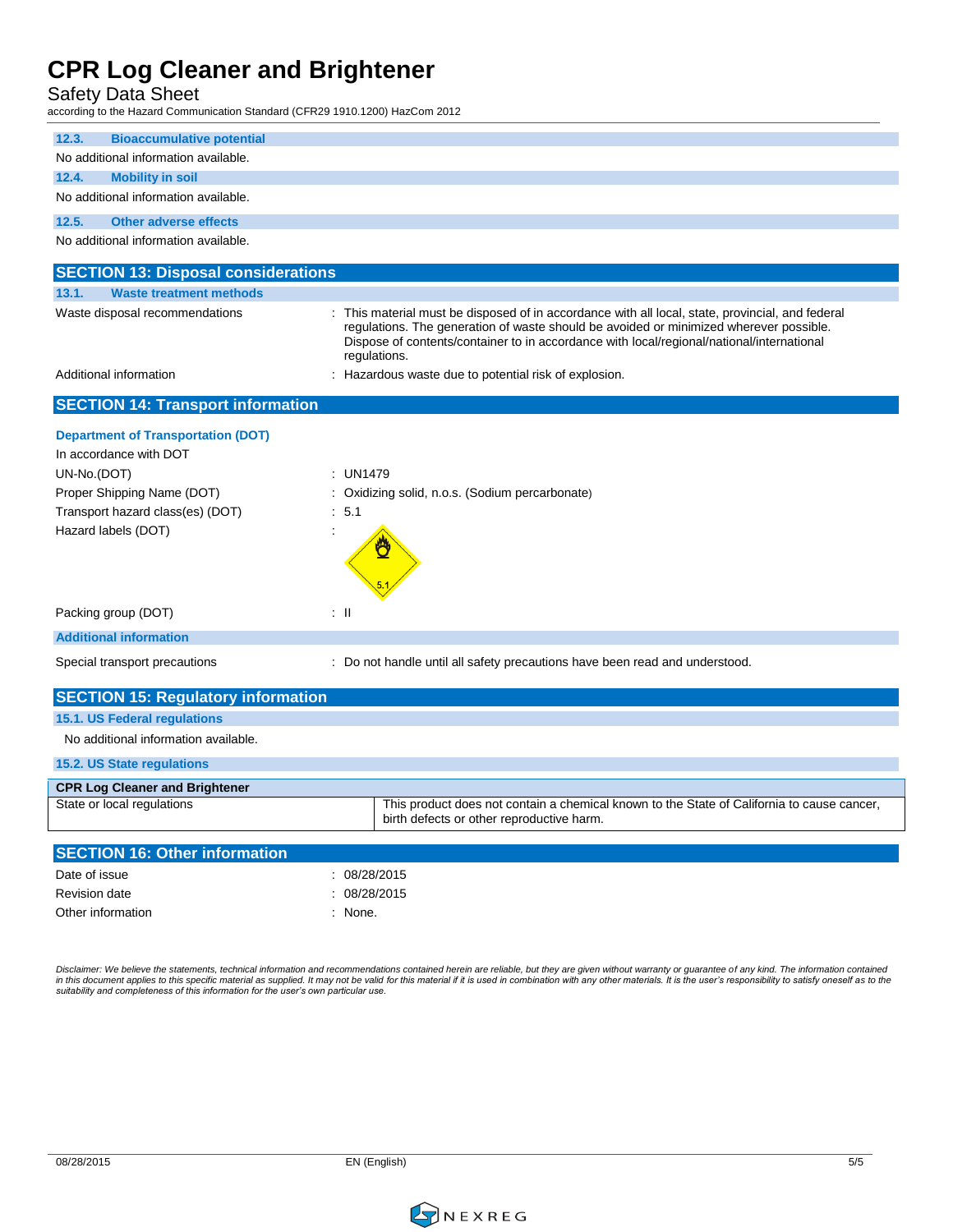### 12.3. Bioaccumulative potential

No additional information available.

### 12.4. Mobility in soil

No additional information available.

### 12.5. Other adverse effects

No additional information available.

## SECTION 13: Disposal considerations

### 13.1. Waste treatment methods

Waste disposal recommendations : This material must be disposed of in accordance with all local, state, provincial, and federal regulations. The generation of waste should be avoided or minimized wherever possible. Dispose of contents/container to in accordance with local/regional/national/international regulations.

Additional information : Hazardous waste due to potential risk of explosion.

## SECTION 14: Transport information

**Department of Transportation (DOT)**

In accordance with DOT

UN-No.(DOT) : UN1479

Proper Shipping Name (DOT) : Oxidizing solid, n.o.s. (Sodium percarbonate)

Transport hazard class(es) (DOT) : 5.1

Hazard labels (DOT) :

5.1

Packing group (DOT) : II

**Additional information**

Special transport precautions : Do not handle until all safety precautions have been read and understood.

## SECTION 15: Regulatory information

### 15.1. US Federal regulations

No additional information available.

### 15.2. US State regulations

| CPR Log Cleaner and Brightener | |
|---|---|
| State or local regulations | This product does not contain a chemical known to the State of California to cause cancer, birth defects or other reproductive harm. |

## SECTION 16: Other information

Date of issue : 08/28/2015

Revision date : 08/28/2015

Other information : None.

*Disclaimer: We believe the statements, technical information and recommendations contained herein are reliable, but they are given without warranty or guarantee of any kind. The information contained in this document applies to this specific material as supplied. It may not be valid for this material if it is used in combination with any other materials. It is the user's responsibility to satisfy oneself as to the suitability and completeness of this information for the user's own particular use.*